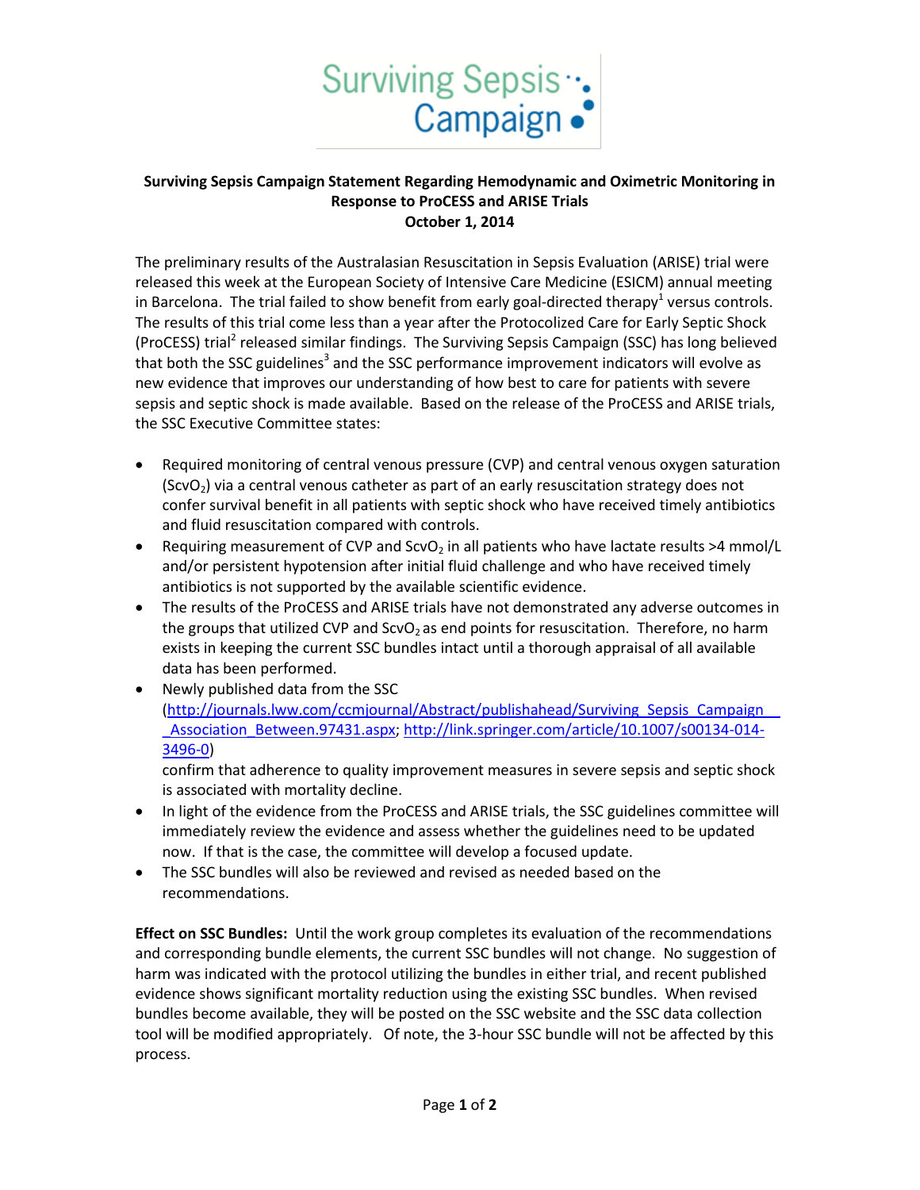Surviving Sepsis Campaign

**Surviving Sepsis Campaign Statement Regarding Hemodynamic and Oximetric Monitoring in Response to ProCESS and ARISE Trials**
**October 1, 2014**

The preliminary results of the Australasian Resuscitation in Sepsis Evaluation (ARISE) trial were released this week at the European Society of Intensive Care Medicine (ESICM) annual meeting in Barcelona. The trial failed to show benefit from early goal-directed therapy[1] versus controls. The results of this trial come less than a year after the Protocolized Care for Early Septic Shock (ProCESS) trial[2] released similar findings. The Surviving Sepsis Campaign (SSC) has long believed that both the SSC guidelines[3] and the SSC performance improvement indicators will evolve as new evidence that improves our understanding of how best to care for patients with severe sepsis and septic shock is made available. Based on the release of the ProCESS and ARISE trials, the SSC Executive Committee states:

- Required monitoring of central venous pressure (CVP) and central venous oxygen saturation ($ScvO_2$) via a central venous catheter as part of an early resuscitation strategy does not confer survival benefit in all patients with septic shock who have received timely antibiotics and fluid resuscitation compared with controls.
- Requiring measurement of CVP and $ScvO_2$ in all patients who have lactate results >4 mmol/L and/or persistent hypotension after initial fluid challenge and who have received timely antibiotics is not supported by the available scientific evidence.
- The results of the ProCESS and ARISE trials have not demonstrated any adverse outcomes in the groups that utilized CVP and $ScvO_2$ as end points for resuscitation. Therefore, no harm exists in keeping the current SSC bundles intact until a thorough appraisal of all available data has been performed.
- Newly published data from the SSC (http://journals.lww.com/ccmjournal/Abstract/publishahead/Surviving_Sepsis_Campaign__Association_Between.97431.aspx; http://link.springer.com/article/10.1007/s00134-014-3496-0) confirm that adherence to quality improvement measures in severe sepsis and septic shock is associated with mortality decline.
- In light of the evidence from the ProCESS and ARISE trials, the SSC guidelines committee will immediately review the evidence and assess whether the guidelines need to be updated now. If that is the case, the committee will develop a focused update.
- The SSC bundles will also be reviewed and revised as needed based on the recommendations.

**Effect on SSC Bundles:** Until the work group completes its evaluation of the recommendations and corresponding bundle elements, the current SSC bundles will not change. No suggestion of harm was indicated with the protocol utilizing the bundles in either trial, and recent published evidence shows significant mortality reduction using the existing SSC bundles. When revised bundles become available, they will be posted on the SSC website and the SSC data collection tool will be modified appropriately. Of note, the 3-hour SSC bundle will not be affected by this process.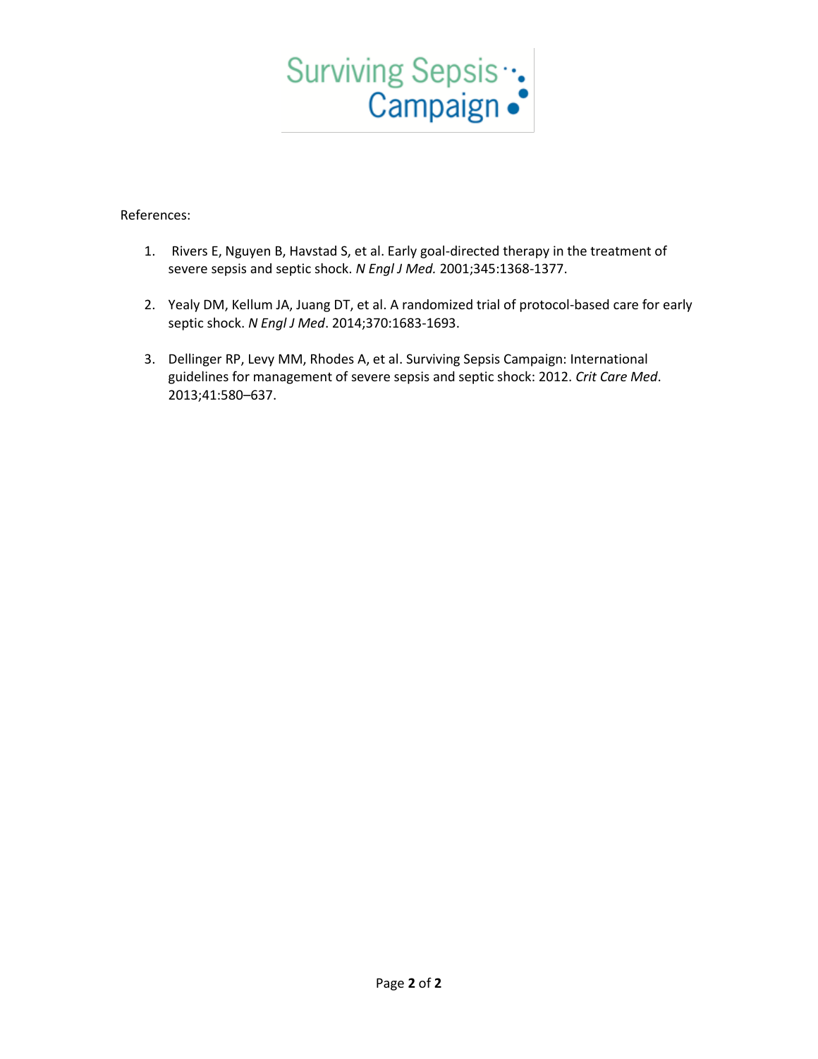References:

1. Rivers E, Nguyen B, Havstad S, et al. Early goal-directed therapy in the treatment of severe sepsis and septic shock. *N Engl J Med.* 2001;345:1368-1377.

2. Yealy DM, Kellum JA, Juang DT, et al. A randomized trial of protocol-based care for early septic shock. *N Engl J Med*. 2014;370:1683-1693.

3. Dellinger RP, Levy MM, Rhodes A, et al. Surviving Sepsis Campaign: International guidelines for management of severe sepsis and septic shock: 2012. *Crit Care Med*. 2013;41:580–637.